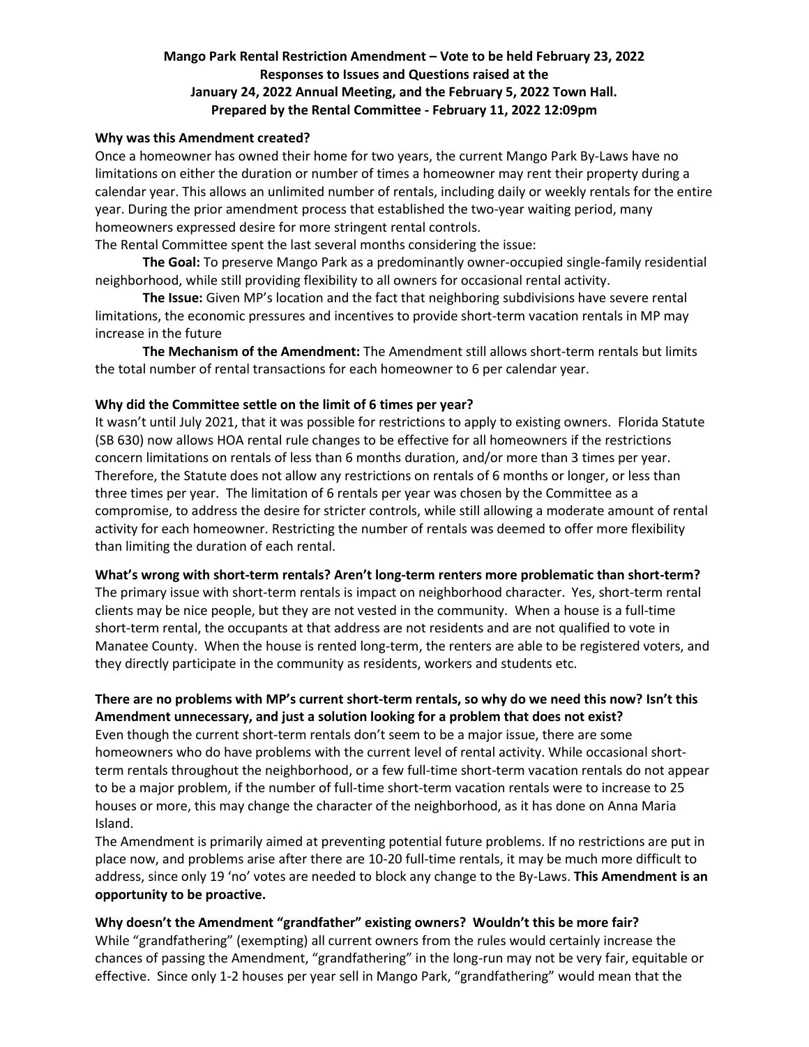# Mango Park Rental Restriction Amendment – Vote to be held February 23, 2022
## Responses to Issues and Questions raised at the January 24, 2022 Annual Meeting, and the February 5, 2022 Town Hall.
## Prepared by the Rental Committee - February 11, 2022 12:09pm

**Why was this Amendment created?**

Once a homeowner has owned their home for two years, the current Mango Park By-Laws have no limitations on either the duration or number of times a homeowner may rent their property during a calendar year. This allows an unlimited number of rentals, including daily or weekly rentals for the entire year. During the prior amendment process that established the two-year waiting period, many homeowners expressed desire for more stringent rental controls.

The Rental Committee spent the last several months considering the issue:

**The Goal:** To preserve Mango Park as a predominantly owner-occupied single-family residential neighborhood, while still providing flexibility to all owners for occasional rental activity.

**The Issue:** Given MP's location and the fact that neighboring subdivisions have severe rental limitations, the economic pressures and incentives to provide short-term vacation rentals in MP may increase in the future

**The Mechanism of the Amendment:** The Amendment still allows short-term rentals but limits the total number of rental transactions for each homeowner to 6 per calendar year.

**Why did the Committee settle on the limit of 6 times per year?**

It wasn't until July 2021, that it was possible for restrictions to apply to existing owners. Florida Statute (SB 630) now allows HOA rental rule changes to be effective for all homeowners if the restrictions concern limitations on rentals of less than 6 months duration, and/or more than 3 times per year. Therefore, the Statute does not allow any restrictions on rentals of 6 months or longer, or less than three times per year. The limitation of 6 rentals per year was chosen by the Committee as a compromise, to address the desire for stricter controls, while still allowing a moderate amount of rental activity for each homeowner. Restricting the number of rentals was deemed to offer more flexibility than limiting the duration of each rental.

**What's wrong with short-term rentals? Aren't long-term renters more problematic than short-term?**

The primary issue with short-term rentals is impact on neighborhood character. Yes, short-term rental clients may be nice people, but they are not vested in the community. When a house is a full-time short-term rental, the occupants at that address are not residents and are not qualified to vote in Manatee County. When the house is rented long-term, the renters are able to be registered voters, and they directly participate in the community as residents, workers and students etc.

**There are no problems with MP's current short-term rentals, so why do we need this now? Isn't this Amendment unnecessary, and just a solution looking for a problem that does not exist?**

Even though the current short-term rentals don't seem to be a major issue, there are some homeowners who do have problems with the current level of rental activity. While occasional short-term rentals throughout the neighborhood, or a few full-time short-term vacation rentals do not appear to be a major problem, if the number of full-time short-term vacation rentals were to increase to 25 houses or more, this may change the character of the neighborhood, as it has done on Anna Maria Island.

The Amendment is primarily aimed at preventing potential future problems. If no restrictions are put in place now, and problems arise after there are 10-20 full-time rentals, it may be much more difficult to address, since only 19 'no' votes are needed to block any change to the By-Laws. **This Amendment is an opportunity to be proactive.**

**Why doesn't the Amendment "grandfather" existing owners? Wouldn't this be more fair?**

While "grandfathering" (exempting) all current owners from the rules would certainly increase the chances of passing the Amendment, "grandfathering" in the long-run may not be very fair, equitable or effective. Since only 1-2 houses per year sell in Mango Park, "grandfathering" would mean that the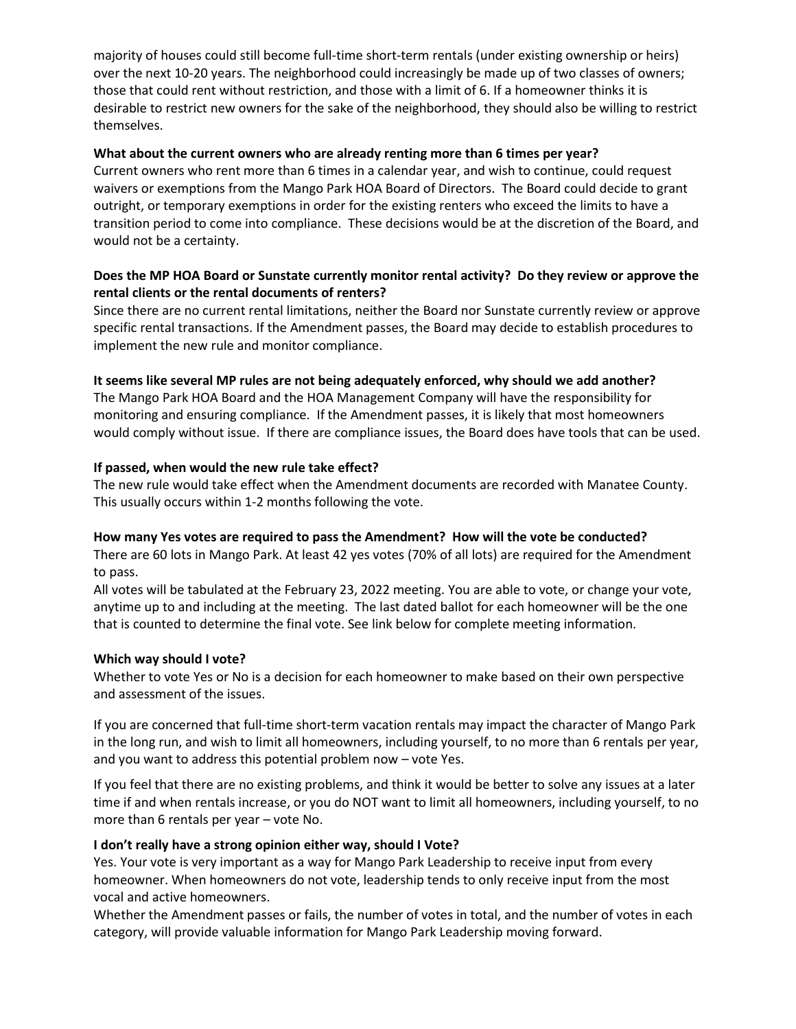majority of houses could still become full-time short-term rentals (under existing ownership or heirs) over the next 10-20 years. The neighborhood could increasingly be made up of two classes of owners; those that could rent without restriction, and those with a limit of 6. If a homeowner thinks it is desirable to restrict new owners for the sake of the neighborhood, they should also be willing to restrict themselves.

**What about the current owners who are already renting more than 6 times per year?**

Current owners who rent more than 6 times in a calendar year, and wish to continue, could request waivers or exemptions from the Mango Park HOA Board of Directors. The Board could decide to grant outright, or temporary exemptions in order for the existing renters who exceed the limits to have a transition period to come into compliance. These decisions would be at the discretion of the Board, and would not be a certainty.

**Does the MP HOA Board or Sunstate currently monitor rental activity? Do they review or approve the rental clients or the rental documents of renters?**

Since there are no current rental limitations, neither the Board nor Sunstate currently review or approve specific rental transactions. If the Amendment passes, the Board may decide to establish procedures to implement the new rule and monitor compliance.

**It seems like several MP rules are not being adequately enforced, why should we add another?**

The Mango Park HOA Board and the HOA Management Company will have the responsibility for monitoring and ensuring compliance. If the Amendment passes, it is likely that most homeowners would comply without issue. If there are compliance issues, the Board does have tools that can be used.

**If passed, when would the new rule take effect?**

The new rule would take effect when the Amendment documents are recorded with Manatee County. This usually occurs within 1-2 months following the vote.

**How many Yes votes are required to pass the Amendment? How will the vote be conducted?**

There are 60 lots in Mango Park. At least 42 yes votes (70% of all lots) are required for the Amendment to pass.

All votes will be tabulated at the February 23, 2022 meeting. You are able to vote, or change your vote, anytime up to and including at the meeting. The last dated ballot for each homeowner will be the one that is counted to determine the final vote. See link below for complete meeting information.

**Which way should I vote?**

Whether to vote Yes or No is a decision for each homeowner to make based on their own perspective and assessment of the issues.

If you are concerned that full-time short-term vacation rentals may impact the character of Mango Park in the long run, and wish to limit all homeowners, including yourself, to no more than 6 rentals per year, and you want to address this potential problem now – vote Yes.

If you feel that there are no existing problems, and think it would be better to solve any issues at a later time if and when rentals increase, or you do NOT want to limit all homeowners, including yourself, to no more than 6 rentals per year – vote No.

**I don't really have a strong opinion either way, should I Vote?**

Yes. Your vote is very important as a way for Mango Park Leadership to receive input from every homeowner. When homeowners do not vote, leadership tends to only receive input from the most vocal and active homeowners.

Whether the Amendment passes or fails, the number of votes in total, and the number of votes in each category, will provide valuable information for Mango Park Leadership moving forward.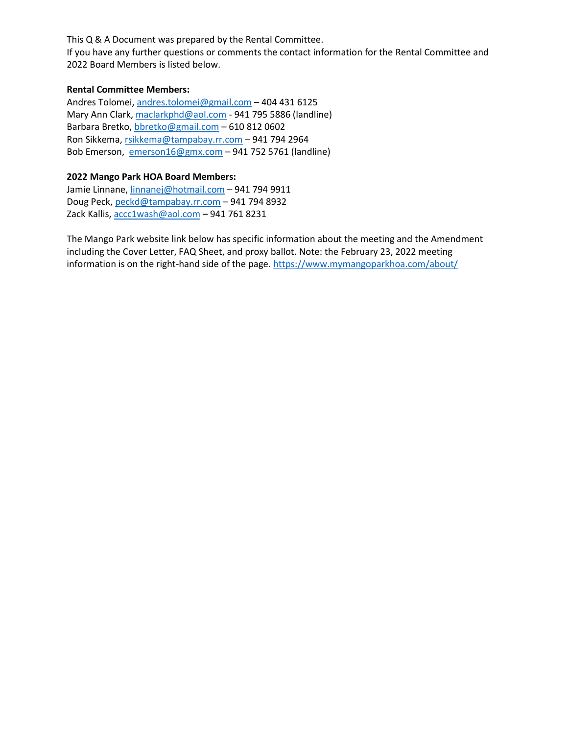This Q & A Document was prepared by the Rental Committee.
If you have any further questions or comments the contact information for the Rental Committee and 2022 Board Members is listed below.

**Rental Committee Members:**
Andres Tolomei, andres.tolomei@gmail.com – 404 431 6125
Mary Ann Clark, maclarkphd@aol.com - 941 795 5886 (landline)
Barbara Bretko, bbretko@gmail.com – 610 812 0602
Ron Sikkema, rsikkema@tampabay.rr.com – 941 794 2964
Bob Emerson, emerson16@gmx.com – 941 752 5761 (landline)

**2022 Mango Park HOA Board Members:**
Jamie Linnane, linnanej@hotmail.com – 941 794 9911
Doug Peck, peckd@tampabay.rr.com – 941 794 8932
Zack Kallis, accc1wash@aol.com – 941 761 8231

The Mango Park website link below has specific information about the meeting and the Amendment including the Cover Letter, FAQ Sheet, and proxy ballot. Note: the February 23, 2022 meeting information is on the right-hand side of the page. https://www.mymangoparkhoa.com/about/